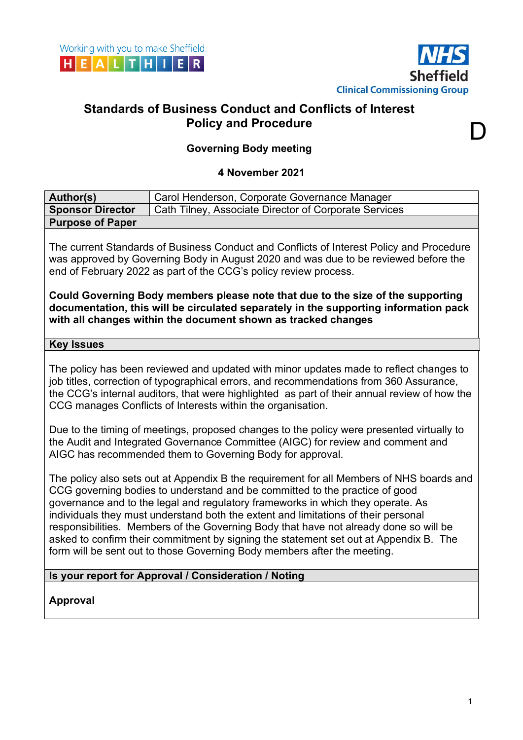Working with you to make Sheffield HEALTHIER

NHS Sheffield Clinical Commissioning Group

# Standards of Business Conduct and Conflicts of Interest Policy and Procedure

D

**Governing Body meeting**

**4 November 2021**

| **Author(s)** | Carol Henderson, Corporate Governance Manager |
|---|---|
| **Sponsor Director** | Cath Tilney, Associate Director of Corporate Services |

**Purpose of Paper**

The current Standards of Business Conduct and Conflicts of Interest Policy and Procedure was approved by Governing Body in August 2020 and was due to be reviewed before the end of February 2022 as part of the CCG's policy review process.

**Could Governing Body members please note that due to the size of the supporting documentation, this will be circulated separately in the supporting information pack with all changes within the document shown as tracked changes**

**Key Issues**

The policy has been reviewed and updated with minor updates made to reflect changes to job titles, correction of typographical errors, and recommendations from 360 Assurance, the CCG's internal auditors, that were highlighted as part of their annual review of how the CCG manages Conflicts of Interests within the organisation.

Due to the timing of meetings, proposed changes to the policy were presented virtually to the Audit and Integrated Governance Committee (AIGC) for review and comment and AIGC has recommended them to Governing Body for approval.

The policy also sets out at Appendix B the requirement for all Members of NHS boards and CCG governing bodies to understand and be committed to the practice of good governance and to the legal and regulatory frameworks in which they operate. As individuals they must understand both the extent and limitations of their personal responsibilities. Members of the Governing Body that have not already done so will be asked to confirm their commitment by signing the statement set out at Appendix B. The form will be sent out to those Governing Body members after the meeting.

**Is your report for Approval / Consideration / Noting**

**Approval**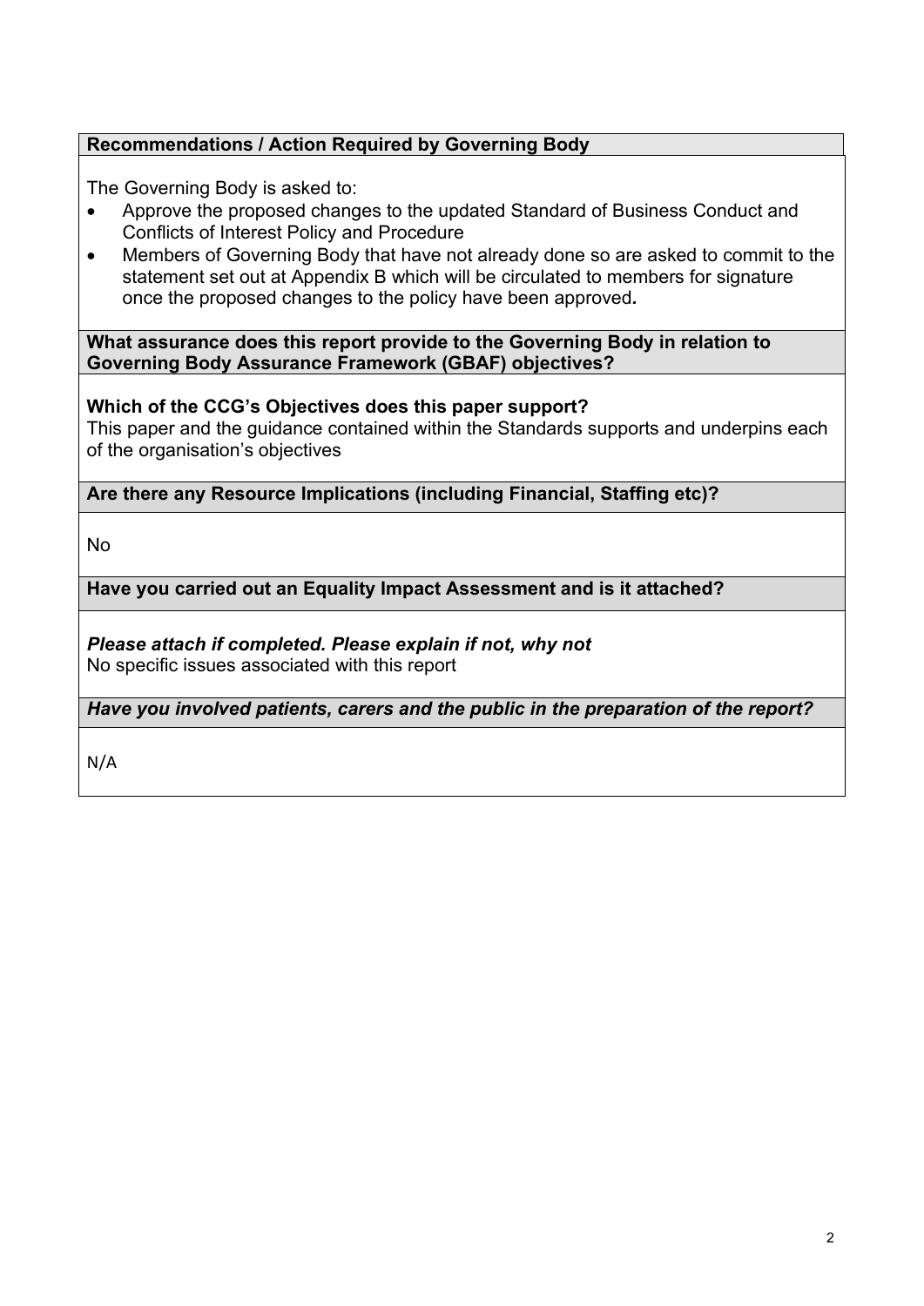**Recommendations / Action Required by Governing Body**

The Governing Body is asked to:

- Approve the proposed changes to the updated Standard of Business Conduct and Conflicts of Interest Policy and Procedure
- Members of Governing Body that have not already done so are asked to commit to the statement set out at Appendix B which will be circulated to members for signature once the proposed changes to the policy have been approved**.**

**What assurance does this report provide to the Governing Body in relation to Governing Body Assurance Framework (GBAF) objectives?**

**Which of the CCG's Objectives does this paper support?**

This paper and the guidance contained within the Standards supports and underpins each of the organisation's objectives

**Are there any Resource Implications (including Financial, Staffing etc)?**

No

**Have you carried out an Equality Impact Assessment and is it attached?**

***Please attach if completed. Please explain if not, why not***

No specific issues associated with this report

***Have you involved patients, carers and the public in the preparation of the report?***

N/A